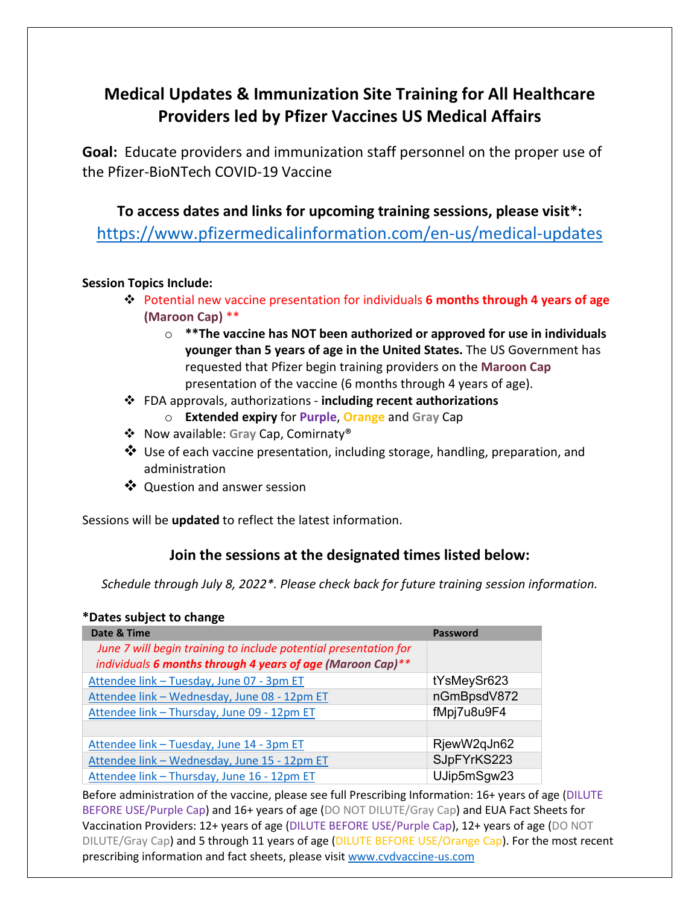# Medical Updates & Immunization Site Training for All Healthcare Providers led by Pfizer Vaccines US Medical Affairs

**Goal:** Educate providers and immunization staff personnel on the proper use of the Pfizer-BioNTech COVID-19 Vaccine

**To access dates and links for upcoming training sessions, please visit\*:**
https://www.pfizermedicalinformation.com/en-us/medical-updates

**Session Topics Include:**

- Potential new vaccine presentation for individuals **6 months through 4 years of age (Maroon Cap)** **
  - **\*\*The vaccine has NOT been authorized or approved for use in individuals younger than 5 years of age in the United States.** The US Government has requested that Pfizer begin training providers on the **Maroon Cap** presentation of the vaccine (6 months through 4 years of age).
- FDA approvals, authorizations - **including recent authorizations**
  - **Extended expiry** for **Purple**, **Orange** and **Gray** Cap
- Now available: **Gray** Cap, Comirnaty®
- Use of each vaccine presentation, including storage, handling, preparation, and administration
- Question and answer session

Sessions will be **updated** to reflect the latest information.

## Join the sessions at the designated times listed below:

*Schedule through July 8, 2022\*. Please check back for future training session information.*

**\*Dates subject to change**

| Date & Time | Password |
|---|---|
| *June 7 will begin training to include potential presentation for individuals **6 months through 4 years of age** (Maroon Cap)\*\** | |
| Attendee link – Tuesday, June 07 - 3pm ET | tYsMeySr623 |
| Attendee link – Wednesday, June 08 - 12pm ET | nGmBpsdV872 |
| Attendee link – Thursday, June 09 - 12pm ET | fMpj7u8u9F4 |
| | |
| Attendee link – Tuesday, June 14 - 3pm ET | RjewW2qJn62 |
| Attendee link – Wednesday, June 15 - 12pm ET | SJpFYrKS223 |
| Attendee link – Thursday, June 16 - 12pm ET | UJip5mSgw23 |

Before administration of the vaccine, please see full Prescribing Information: 16+ years of age (DILUTE BEFORE USE/Purple Cap) and 16+ years of age (DO NOT DILUTE/Gray Cap) and EUA Fact Sheets for Vaccination Providers: 12+ years of age (DILUTE BEFORE USE/Purple Cap), 12+ years of age (DO NOT DILUTE/Gray Cap) and 5 through 11 years of age (DILUTE BEFORE USE/Orange Cap). For the most recent prescribing information and fact sheets, please visit www.cvdvaccine-us.com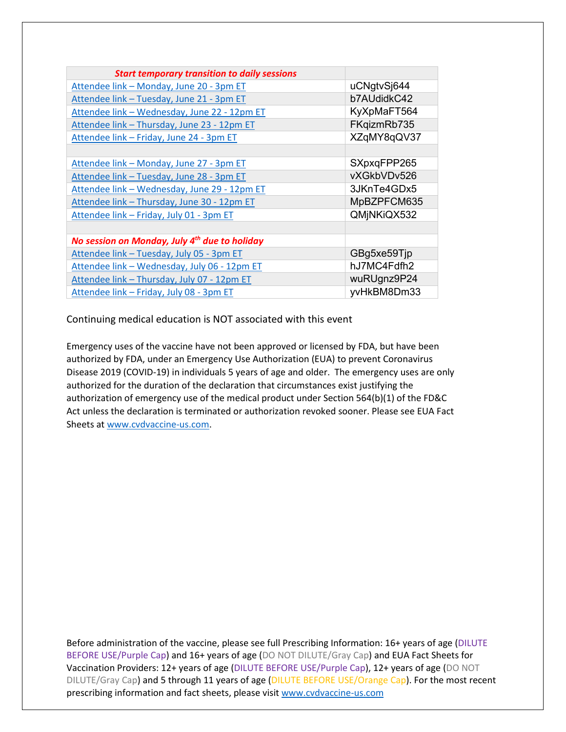| | |
|---|---|
| ***Start temporary transition to daily sessions*** | |
| Attendee link – Monday, June 20 - 3pm ET | uCNgtvSj644 |
| Attendee link – Tuesday, June 21 - 3pm ET | b7AUdidkC42 |
| Attendee link – Wednesday, June 22 - 12pm ET | KyXpMaFT564 |
| Attendee link – Thursday, June 23 - 12pm ET | FKqizmRb735 |
| Attendee link – Friday, June 24 - 3pm ET | XZqMY8qQV37 |
| | |
| Attendee link – Monday, June 27 - 3pm ET | SXpxqFPP265 |
| Attendee link – Tuesday, June 28 - 3pm ET | vXGkbVDv526 |
| Attendee link – Wednesday, June 29 - 12pm ET | 3JKnTe4GDx5 |
| Attendee link – Thursday, June 30 - 12pm ET | MpBZPFCM635 |
| Attendee link – Friday, July 01 - 3pm ET | QMjNKiQX532 |
| | |
| ***No session on Monday, July 4th due to holiday*** | |
| Attendee link – Tuesday, July 05 - 3pm ET | GBg5xe59Tjp |
| Attendee link – Wednesday, July 06 - 12pm ET | hJ7MC4Fdfh2 |
| Attendee link – Thursday, July 07 - 12pm ET | wuRUgnz9P24 |
| Attendee link – Friday, July 08 - 3pm ET | yvHkBM8Dm33 |

Continuing medical education is NOT associated with this event

Emergency uses of the vaccine have not been approved or licensed by FDA, but have been authorized by FDA, under an Emergency Use Authorization (EUA) to prevent Coronavirus Disease 2019 (COVID-19) in individuals 5 years of age and older. The emergency uses are only authorized for the duration of the declaration that circumstances exist justifying the authorization of emergency use of the medical product under Section 564(b)(1) of the FD&C Act unless the declaration is terminated or authorization revoked sooner. Please see EUA Fact Sheets at www.cvdvaccine-us.com.

Before administration of the vaccine, please see full Prescribing Information: 16+ years of age (DILUTE BEFORE USE/Purple Cap) and 16+ years of age (DO NOT DILUTE/Gray Cap) and EUA Fact Sheets for Vaccination Providers: 12+ years of age (DILUTE BEFORE USE/Purple Cap), 12+ years of age (DO NOT DILUTE/Gray Cap) and 5 through 11 years of age (DILUTE BEFORE USE/Orange Cap). For the most recent prescribing information and fact sheets, please visit www.cvdvaccine-us.com